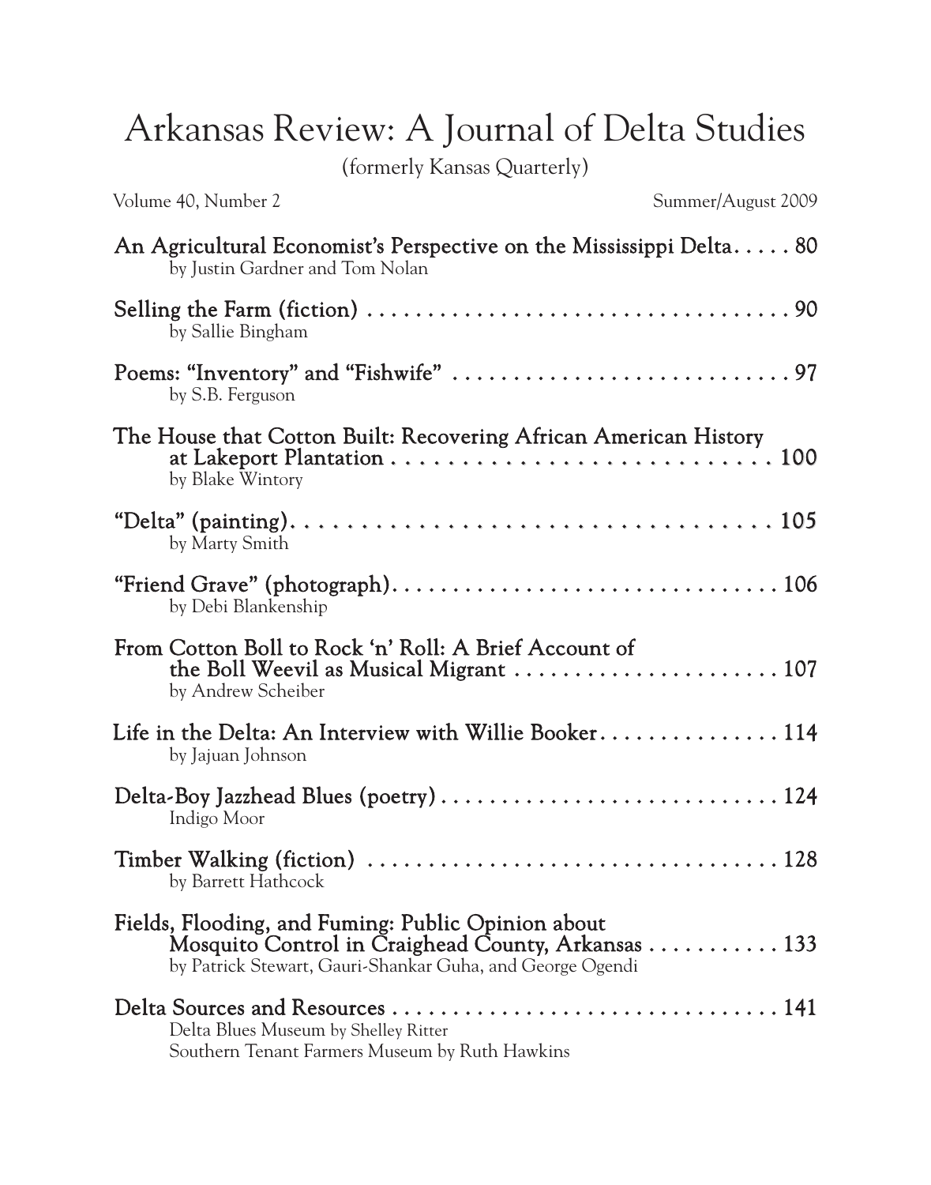# Arkansas Review: A Journal of Delta Studies

(formerly Kansas Quarterly)

Volume 40, Number 2 Summer/August 2009

**An Agricultural Economist's Perspective on the Mississippi Delta. . . . . 80**
by Justin Gardner and Tom Nolan

**Selling the Farm (fiction) . . . . . . . . . . . . . . . . . . . . . . . . . . . . . . . . . . . 90**
by Sallie Bingham

**Poems: "Inventory" and "Fishwife" . . . . . . . . . . . . . . . . . . . . . . . . . . . . 97**
by S.B. Ferguson

**The House that Cotton Built: Recovering African American History at Lakeport Plantation . . . . . . . . . . . . . . . . . . . . . . . . . . . . 100**
by Blake Wintory

**"Delta" (painting). . . . . . . . . . . . . . . . . . . . . . . . . . . . . . . . . . . 105**
by Marty Smith

**"Friend Grave" (photograph). . . . . . . . . . . . . . . . . . . . . . . . . . . . . . . 106**
by Debi Blankenship

**From Cotton Boll to Rock 'n' Roll: A Brief Account of the Boll Weevil as Musical Migrant . . . . . . . . . . . . . . . . . . . . . . 107**
by Andrew Scheiber

**Life in the Delta: An Interview with Willie Booker. . . . . . . . . . . . . . . 114**
by Jajuan Johnson

**Delta-Boy Jazzhead Blues (poetry) . . . . . . . . . . . . . . . . . . . . . . . . . . . . 124**
Indigo Moor

**Timber Walking (fiction) . . . . . . . . . . . . . . . . . . . . . . . . . . . . . . . . . 128**
by Barrett Hathcock

**Fields, Flooding, and Fuming: Public Opinion about Mosquito Control in Craighead County, Arkansas . . . . . . . . . . . 133**
by Patrick Stewart, Gauri-Shankar Guha, and George Ogendi

**Delta Sources and Resources . . . . . . . . . . . . . . . . . . . . . . . . . . . . . . . 141**
Delta Blues Museum by Shelley Ritter
Southern Tenant Farmers Museum by Ruth Hawkins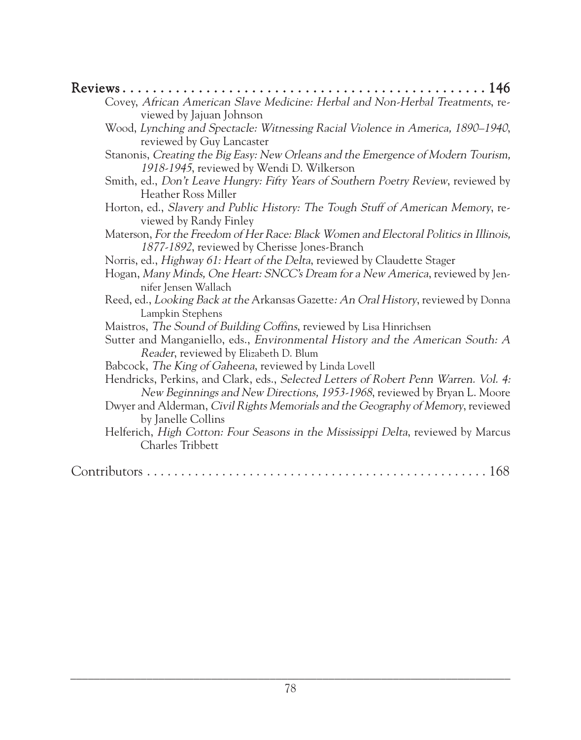**Reviews . . . . . . . . . . . . . . . . . . . . . . . . . . . . . . . . . . . . . . . . . . . . . . . . 146**

Covey, *African American Slave Medicine: Herbal and Non-Herbal Treatments*, reviewed by Jajuan Johnson

Wood, *Lynching and Spectacle: Witnessing Racial Violence in America, 1890–1940*, reviewed by Guy Lancaster

Stanonis, *Creating the Big Easy: New Orleans and the Emergence of Modern Tourism, 1918-1945*, reviewed by Wendi D. Wilkerson

Smith, ed., *Don't Leave Hungry: Fifty Years of Southern Poetry Review*, reviewed by Heather Ross Miller

Horton, ed., *Slavery and Public History: The Tough Stuff of American Memory*, reviewed by Randy Finley

Materson, *For the Freedom of Her Race: Black Women and Electoral Politics in Illinois, 1877-1892*, reviewed by Cherisse Jones-Branch

Norris, ed., *Highway 61: Heart of the Delta*, reviewed by Claudette Stager

Hogan, *Many Minds, One Heart: SNCC's Dream for a New America*, reviewed by Jennifer Jensen Wallach

Reed, ed., *Looking Back at the* Arkansas Gazette*: An Oral History*, reviewed by Donna Lampkin Stephens

Maistros, *The Sound of Building Coffins*, reviewed by Lisa Hinrichsen

Sutter and Manganiello, eds., *Environmental History and the American South: A Reader*, reviewed by Elizabeth D. Blum

Babcock, *The King of Gaheena*, reviewed by Linda Lovell

Hendricks, Perkins, and Clark, eds., *Selected Letters of Robert Penn Warren. Vol. 4: New Beginnings and New Directions, 1953-1968*, reviewed by Bryan L. Moore

Dwyer and Alderman, *Civil Rights Memorials and the Geography of Memory*, reviewed by Janelle Collins

Helferich, *High Cotton: Four Seasons in the Mississippi Delta*, reviewed by Marcus Charles Tribbett

Contributors . . . . . . . . . . . . . . . . . . . . . . . . . . . . . . . . . . . . . . . . . . . . . . . . 168